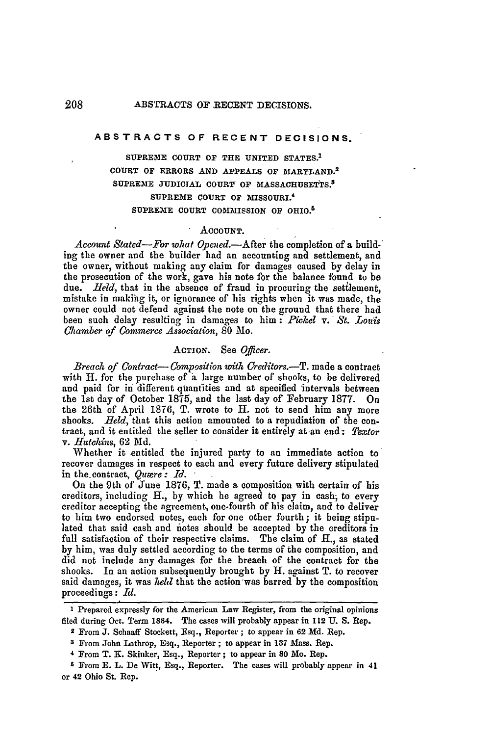# ABSTRACTS OF RECENT DECISIONS.

SUPREME COURT OF THE UNITED STATES.[1]
COURT OF ERRORS AND APPEALS OF MARYLAND.[2]
SUPREME JUDICIAL COURT OF MASSACHUSETTS.[3]
SUPREME COURT OF MISSOURI.[4]
SUPREME COURT COMMISSION OF OHIO.[5]

## ACCOUNT.

*Account Stated—For what Opened.*—After the completion of a building the owner and the builder had an accounting and settlement, and the owner, without making any claim for damages caused by delay in the prosecution of the work, gave his note for the balance found to be due. *Held*, that in the absence of fraud in procuring the settlement, mistake in making it, or ignorance of his rights when it was made, the owner could not defend against the note on the ground that there had been such delay resulting in damages to him: *Pickel* v. *St. Louis Chamber of Commerce Association*, 80 Mo.

## ACTION. See *Officer.*

*Breach of Contract—Composition with Creditors.*—T. made a contract with H. for the purchase of a large number of shooks, to be delivered and paid for in different quantities and at specified intervals between the 1st day of October 1875, and the last day of February 1877. On the 26th of April 1876, T. wrote to H. not to send him any more shooks. *Held*, that this action amounted to a repudiation of the contract, and it entitled the seller to consider it entirely at an end: *Textor* v. *Hutchins*, 62 Md.

Whether it entitled the injured party to an immediate action to recover damages in respect to each and every future delivery stipulated in the contract, *Quære*: *Id.*

On the 9th of June 1876, T. made a composition with certain of his creditors, including H., by which he agreed to pay in cash, to every creditor accepting the agreement, one-fourth of his claim, and to deliver to him two endorsed notes, each for one other fourth; it being stipulated that said cash and notes should be accepted by the creditors in full satisfaction of their respective claims. The claim of H., as stated by him, was duly settled according to the terms of the composition, and did not include any damages for the breach of the contract for the shooks. In an action subsequently brought by H. against T. to recover said damages, it was *held* that the action was barred by the composition proceedings: *Id.*

---

[1] Prepared expressly for the American Law Register, from the original opinions filed during Oct. Term 1884. The cases will probably appear in 112 U. S. Rep.

[2] From J. Schaaff Stockett, Esq., Reporter; to appear in 62 Md. Rep.

[3] From John Lathrop, Esq., Reporter; to appear in 137 Mass. Rep.

[4] From T. K. Skinker, Esq., Reporter; to appear in 80 Mo. Rep.

[5] From E. L. De Witt, Esq., Reporter. The cases will probably appear in 41 or 42 Ohio St. Rep.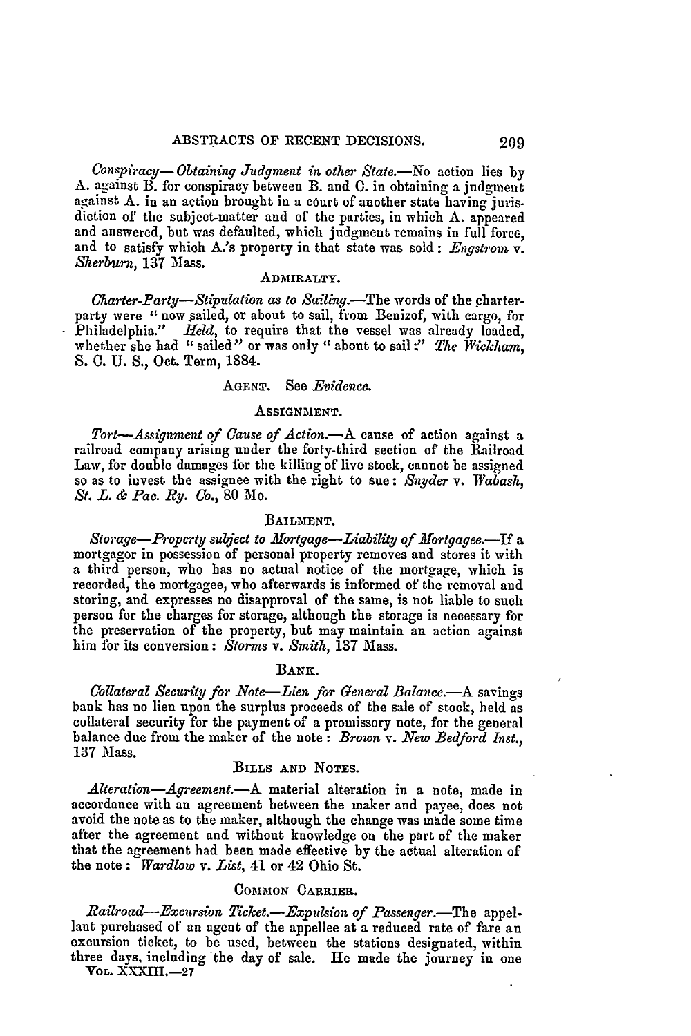*Conspiracy—Obtaining Judgment in other State.*—No action lies by A. against B. for conspiracy between B. and C. in obtaining a judgment against A. in an action brought in a court of another state having jurisdiction of the subject-matter and of the parties, in which A. appeared and answered, but was defaulted, which judgment remains in full force, and to satisfy which A.'s property in that state was sold: *Engstrom* v. *Sherburn*, 137 Mass.

### ADMIRALTY.

*Charter-Party—Stipulation as to Sailing.*—The words of the charter-party were "now sailed, or about to sail, from Benizof, with cargo, for Philadelphia." *Held*, to require that the vessel was already loaded, whether she had "sailed" or was only "about to sail:" *The Wickham*, S. C. U. S., Oct. Term, 1884.

### AGENT. See *Evidence*.

### ASSIGNMENT.

*Tort—Assignment of Cause of Action.*—A cause of action against a railroad company arising under the forty-third section of the Railroad Law, for double damages for the killing of live stock, cannot be assigned so as to invest the assignee with the right to sue: *Snyder* v. *Wabash, St. L. & Pac. Ry. Co.*, 80 Mo.

### BAILMENT.

*Storage—Property subject to Mortgage—Liability of Mortgagee.*—If a mortgagor in possession of personal property removes and stores it with a third person, who has no actual notice of the mortgage, which is recorded, the mortgagee, who afterwards is informed of the removal and storing, and expresses no disapproval of the same, is not liable to such person for the charges for storage, although the storage is necessary for the preservation of the property, but may maintain an action against him for its conversion: *Storms* v. *Smith*, 137 Mass.

### BANK.

*Collateral Security for Note—Lien for General Balance.*—A savings bank has no lien upon the surplus proceeds of the sale of stock, held as collateral security for the payment of a promissory note, for the general balance due from the maker of the note: *Brown* v. *New Bedford Inst.*, 137 Mass.

### BILLS AND NOTES.

*Alteration—Agreement.*—A material alteration in a note, made in accordance with an agreement between the maker and payee, does not avoid the note as to the maker, although the change was made some time after the agreement and without knowledge on the part of the maker that the agreement had been made effective by the actual alteration of the note: *Wardlow* v. *List*, 41 or 42 Ohio St.

### COMMON CARRIER.

*Railroad—Excursion Ticket.—Expulsion of Passenger.*—The appellant purchased of an agent of the appellee at a reduced rate of fare an excursion ticket, to be used, between the stations designated, within three days, including the day of sale. He made the journey in one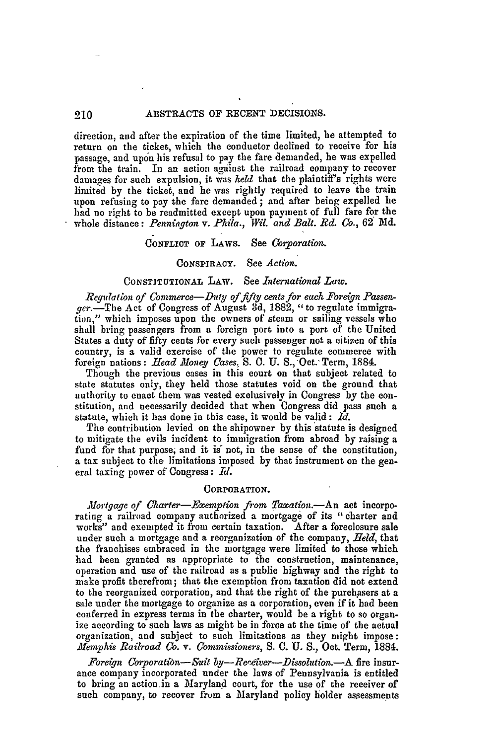direction, and after the expiration of the time limited, he attempted to return on the ticket, which the conductor declined to receive for his passage, and upon his refusal to pay the fare demanded, he was expelled from the train. In an action against the railroad company to recover damages for such expulsion, it was *held* that the plaintiff's rights were limited by the ticket, and he was rightly required to leave the train upon refusing to pay the fare demanded; and after being expelled he had no right to be readmitted except upon payment of full fare for the whole distance: *Pennington* v. *Phila., Wil. and Balt. Rd. Co.*, 62 Md.

CONFLICT OF LAWS. See *Corporation.*

CONSPIRACY. See *Action.*

CONSTITUTIONAL LAW. See *International Law.*

*Regulation of Commerce—Duty of fifty cents for each Foreign Passenger.*—The Act of Congress of August 3d, 1882, "to regulate immigration," which imposes upon the owners of steam or sailing vessels who shall bring passengers from a foreign port into a port of the United States a duty of fifty cents for every such passenger not a citizen of this country, is a valid exercise of the power to regulate commerce with foreign nations: *Head Money Cases*, S. C. U. S., Oct. Term, 1884.

Though the previous cases in this court on that subject related to state statutes only, they held those statutes void on the ground that authority to enact them was vested exclusively in Congress by the constitution, and necessarily decided that when Congress did pass such a statute, which it has done in this case, it would be valid: *Id.*

The contribution levied on the shipowner by this statute is designed to mitigate the evils incident to immigration from abroad by raising a fund for that purpose, and it is not, in the sense of the constitution, a tax subject to the limitations imposed by that instrument on the general taxing power of Congress: *Id.*

CORPORATION.

*Mortgage of Charter—Exemption from Taxation.*—An act incorporating a railroad company authorized a mortgage of its "charter and works" and exempted it from certain taxation. After a foreclosure sale under such a mortgage and a reorganization of the company, *Held*, that the franchises embraced in the mortgage were limited to those which had been granted as appropriate to the construction, maintenance, operation and use of the railroad as a public highway and the right to make profit therefrom; that the exemption from taxation did not extend to the reorganized corporation, and that the right of the purchasers at a sale under the mortgage to organize as a corporation, even if it had been conferred in express terms in the charter, would be a right to so organize according to such laws as might be in force at the time of the actual organization, and subject to such limitations as they might impose: *Memphis Railroad Co.* v. *Commissioners*, S. C. U. S., Oct. Term, 1884.

*Foreign Corporation—Suit by—Receiver—Dissolution.*—A fire insurance company incorporated under the laws of Pennsylvania is entitled to bring an action in a Maryland court, for the use of the receiver of such company, to recover from a Maryland policy holder assessments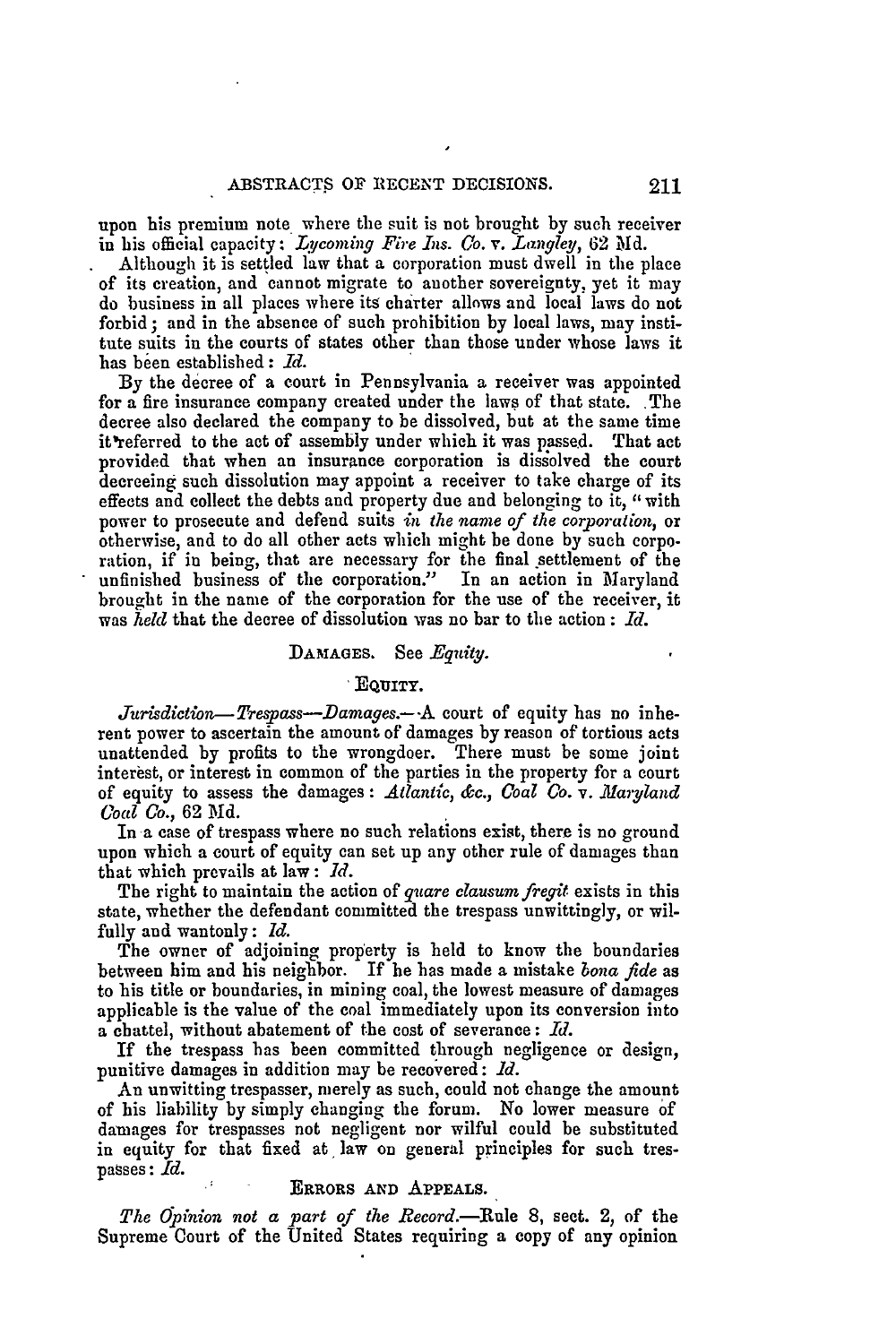upon his premium note where the suit is not brought by such receiver in his official capacity: *Lycoming Fire Ins. Co.* v. *Langley*, 62 Md.

Although it is settled law that a corporation must dwell in the place of its creation, and cannot migrate to another sovereignty, yet it may do business in all places where its charter allows and local laws do not forbid; and in the absence of such prohibition by local laws, may institute suits in the courts of states other than those under whose laws it has been established: *Id.*

By the decree of a court in Pennsylvania a receiver was appointed for a fire insurance company created under the laws of that state. The decree also declared the company to be dissolved, but at the same time it referred to the act of assembly under which it was passed. That act provided that when an insurance corporation is dissolved the court decreeing such dissolution may appoint a receiver to take charge of its effects and collect the debts and property due and belonging to it, "with power to prosecute and defend suits *in the name of the corporation*, or otherwise, and to do all other acts which might be done by such corporation, if in being, that are necessary for the final settlement of the unfinished business of the corporation." In an action in Maryland brought in the name of the corporation for the use of the receiver, it was *held* that the decree of dissolution was no bar to the action: *Id.*

DAMAGES. See *Equity.*

EQUITY.

*Jurisdiction—Trespass—Damages.*—A court of equity has no inherent power to ascertain the amount of damages by reason of tortious acts unattended by profits to the wrongdoer. There must be some joint interest, or interest in common of the parties in the property for a court of equity to assess the damages: *Atlantic, &c., Coal Co.* v. *Maryland Coal Co.*, 62 Md.

In a case of trespass where no such relations exist, there is no ground upon which a court of equity can set up any other rule of damages than that which prevails at law: *Id.*

The right to maintain the action of *quare clausum fregit* exists in this state, whether the defendant committed the trespass unwittingly, or wilfully and wantonly: *Id.*

The owner of adjoining property is held to know the boundaries between him and his neighbor. If he has made a mistake *bona fide* as to his title or boundaries, in mining coal, the lowest measure of damages applicable is the value of the coal immediately upon its conversion into a chattel, without abatement of the cost of severance: *Id.*

If the trespass has been committed through negligence or design, punitive damages in addition may be recovered: *Id.*

An unwitting trespasser, merely as such, could not change the amount of his liability by simply changing the forum. No lower measure of damages for trespasses not negligent nor wilful could be substituted in equity for that fixed at law on general principles for such trespasses: *Id.*

ERRORS AND APPEALS.

*The Opinion not a part of the Record.*—Rule 8, sect. 2, of the Supreme Court of the United States requiring a copy of any opinion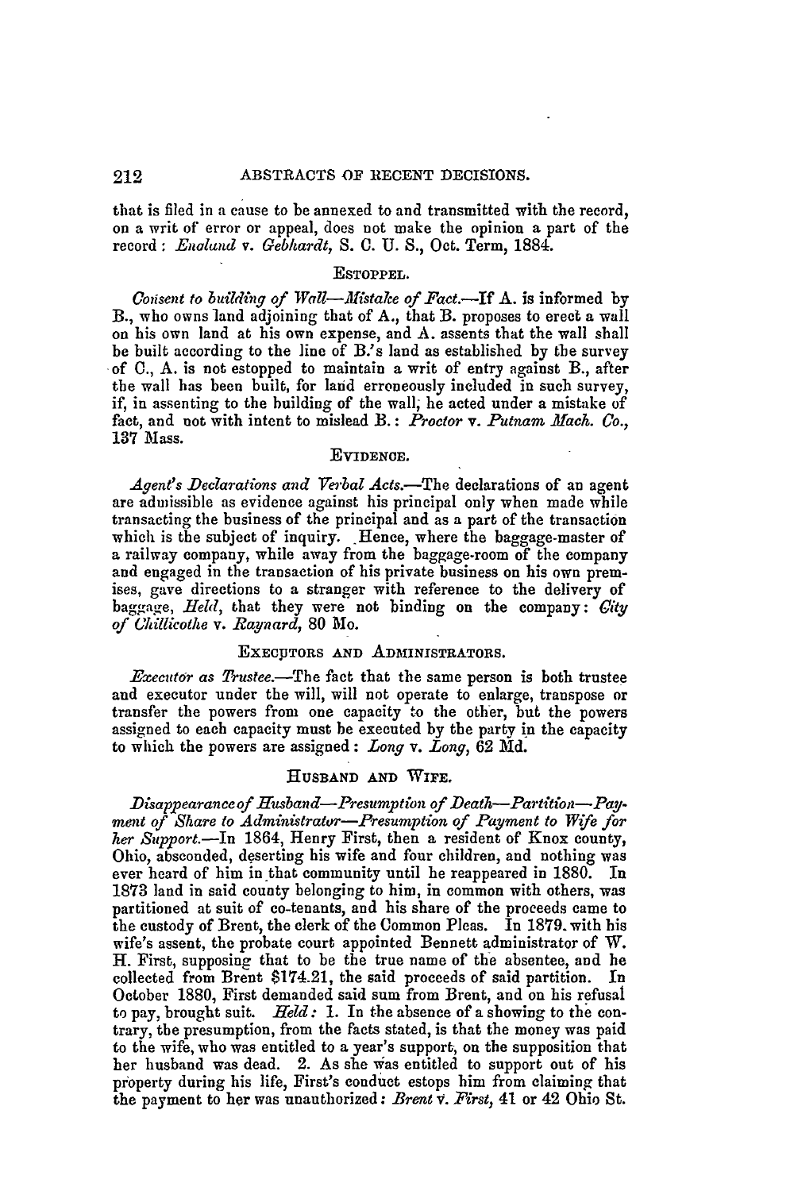that is filed in a cause to be annexed to and transmitted with the record, on a writ of error or appeal, does not make the opinion a part of the record: *England* v. *Gebhardt*, S. C. U. S., Oct. Term, 1884.

## ESTOPPEL.

*Consent to building of Wall—Mistake of Fact.*—If A. is informed by B., who owns land adjoining that of A., that B. proposes to erect a wall on his own land at his own expense, and A. assents that the wall shall be built according to the line of B.'s land as established by the survey of C., A. is not estopped to maintain a writ of entry against B., after the wall has been built, for land erroneously included in such survey, if, in assenting to the building of the wall, he acted under a mistake of fact, and not with intent to mislead B.: *Proctor* v. *Putnam Mach. Co.*, 137 Mass.

## EVIDENCE.

*Agent's Declarations and Verbal Acts.*—The declarations of an agent are admissible as evidence against his principal only when made while transacting the business of the principal and as a part of the transaction which is the subject of inquiry. Hence, where the baggage-master of a railway company, while away from the baggage-room of the company and engaged in the transaction of his private business on his own premises, gave directions to a stranger with reference to the delivery of baggage, *Held*, that they were not binding on the company: *City of Chillicothe* v. *Raynard*, 80 Mo.

## EXECUTORS AND ADMINISTRATORS.

*Executor as Trustee.*—The fact that the same person is both trustee and executor under the will, will not operate to enlarge, transpose or transfer the powers from one capacity to the other, but the powers assigned to each capacity must be executed by the party in the capacity to which the powers are assigned: *Long* v. *Long*, 62 Md.

## HUSBAND AND WIFE.

*Disappearance of Husband—Presumption of Death—Partition—Payment of Share to Administrator—Presumption of Payment to Wife for her Support.*—In 1864, Henry First, then a resident of Knox county, Ohio, absconded, deserting his wife and four children, and nothing was ever heard of him in that community until he reappeared in 1880. In 1873 land in said county belonging to him, in common with others, was partitioned at suit of co-tenants, and his share of the proceeds came to the custody of Brent, the clerk of the Common Pleas. In 1879 with his wife's assent, the probate court appointed Bennett administrator of W. H. First, supposing that to be the true name of the absentee, and he collected from Brent $174.21, the said proceeds of said partition. In October 1880, First demanded said sum from Brent, and on his refusal to pay, brought suit. *Held:* 1. In the absence of a showing to the contrary, the presumption, from the facts stated, is that the money was paid to the wife, who was entitled to a year's support, on the supposition that her husband was dead. 2. As she was entitled to support out of his property during his life, First's conduct estops him from claiming that the payment to her was unauthorized: *Brent* v. *First*, 41 or 42 Ohio St.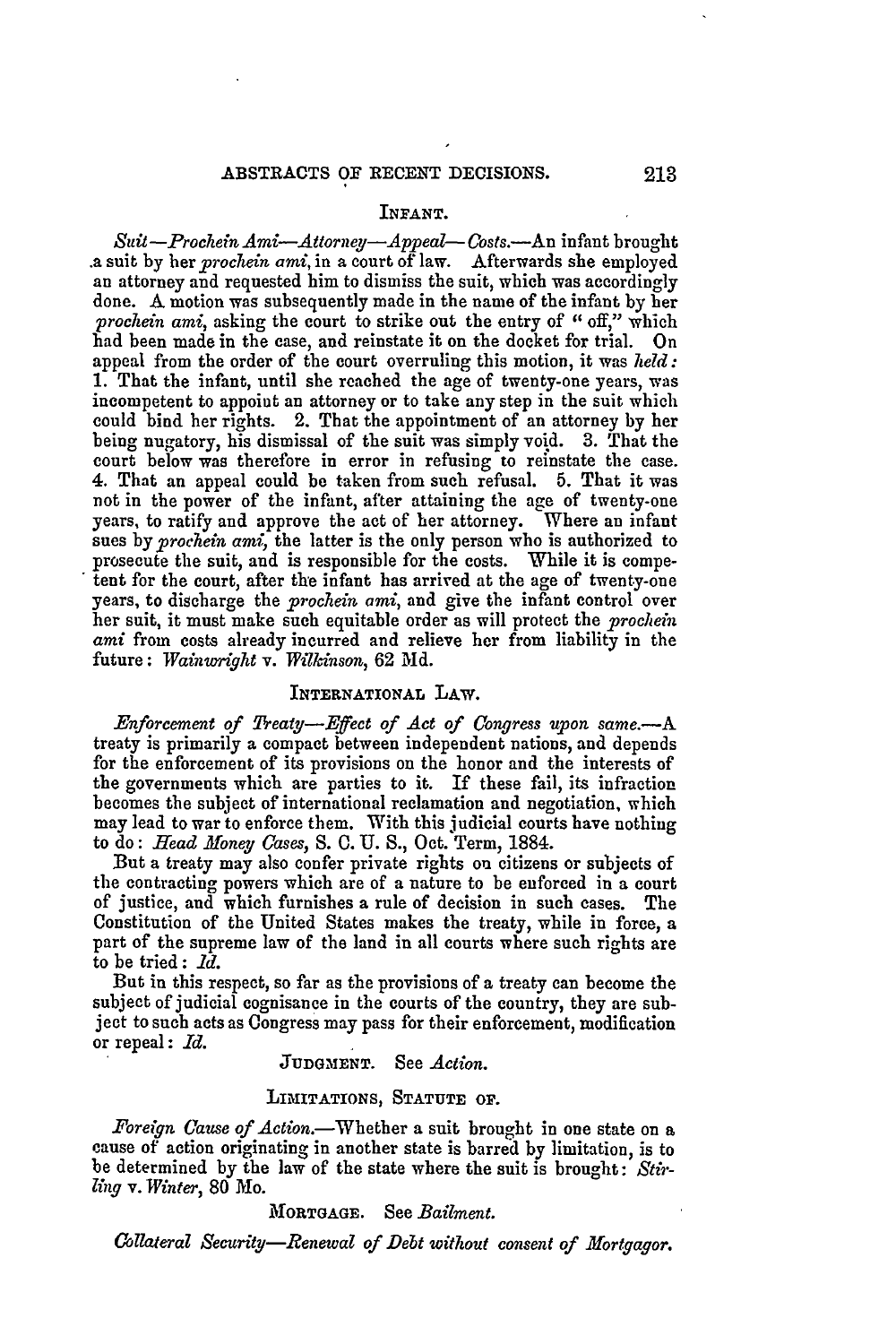### INFANT.

*Suit—Prochein Ami—Attorney—Appeal—Costs.*—An infant brought a suit by her *prochein ami*, in a court of law. Afterwards she employed an attorney and requested him to dismiss the suit, which was accordingly done. A motion was subsequently made in the name of the infant by her *prochein ami*, asking the court to strike out the entry of "off," which had been made in the case, and reinstate it on the docket for trial. On appeal from the order of the court overruling this motion, it was *held:* 1. That the infant, until she reached the age of twenty-one years, was incompetent to appoint an attorney or to take any step in the suit which could bind her rights. 2. That the appointment of an attorney by her being nugatory, his dismissal of the suit was simply void. 3. That the court below was therefore in error in refusing to reinstate the case. 4. That an appeal could be taken from such refusal. 5. That it was not in the power of the infant, after attaining the age of twenty-one years, to ratify and approve the act of her attorney. Where an infant sues by *prochein ami*, the latter is the only person who is authorized to prosecute the suit, and is responsible for the costs. While it is competent for the court, after the infant has arrived at the age of twenty-one years, to discharge the *prochein ami*, and give the infant control over her suit, it must make such equitable order as will protect the *prochein ami* from costs already incurred and relieve her from liability in the future: *Wainwright* v. *Wilkinson*, 62 Md.

### INTERNATIONAL LAW.

*Enforcement of Treaty—Effect of Act of Congress upon same.*—A treaty is primarily a compact between independent nations, and depends for the enforcement of its provisions on the honor and the interests of the governments which are parties to it. If these fail, its infraction becomes the subject of international reclamation and negotiation, which may lead to war to enforce them. With this judicial courts have nothing to do: *Head Money Cases*, S. C. U. S., Oct. Term, 1884.

But a treaty may also confer private rights on citizens or subjects of the contracting powers which are of a nature to be enforced in a court of justice, and which furnishes a rule of decision in such cases. The Constitution of the United States makes the treaty, while in force, a part of the supreme law of the land in all courts where such rights are to be tried: *Id.*

But in this respect, so far as the provisions of a treaty can become the subject of judicial cognisance in the courts of the country, they are subject to such acts as Congress may pass for their enforcement, modification or repeal: *Id.*

JUDGMENT. See *Action.*

### LIMITATIONS, STATUTE OF.

*Foreign Cause of Action.*—Whether a suit brought in one state on a cause of action originating in another state is barred by limitation, is to be determined by the law of the state where the suit is brought: *Stirling* v. *Winter*, 80 Mo.

MORTGAGE. See *Bailment.*

*Collateral Security—Renewal of Debt without consent of Mortgagor.*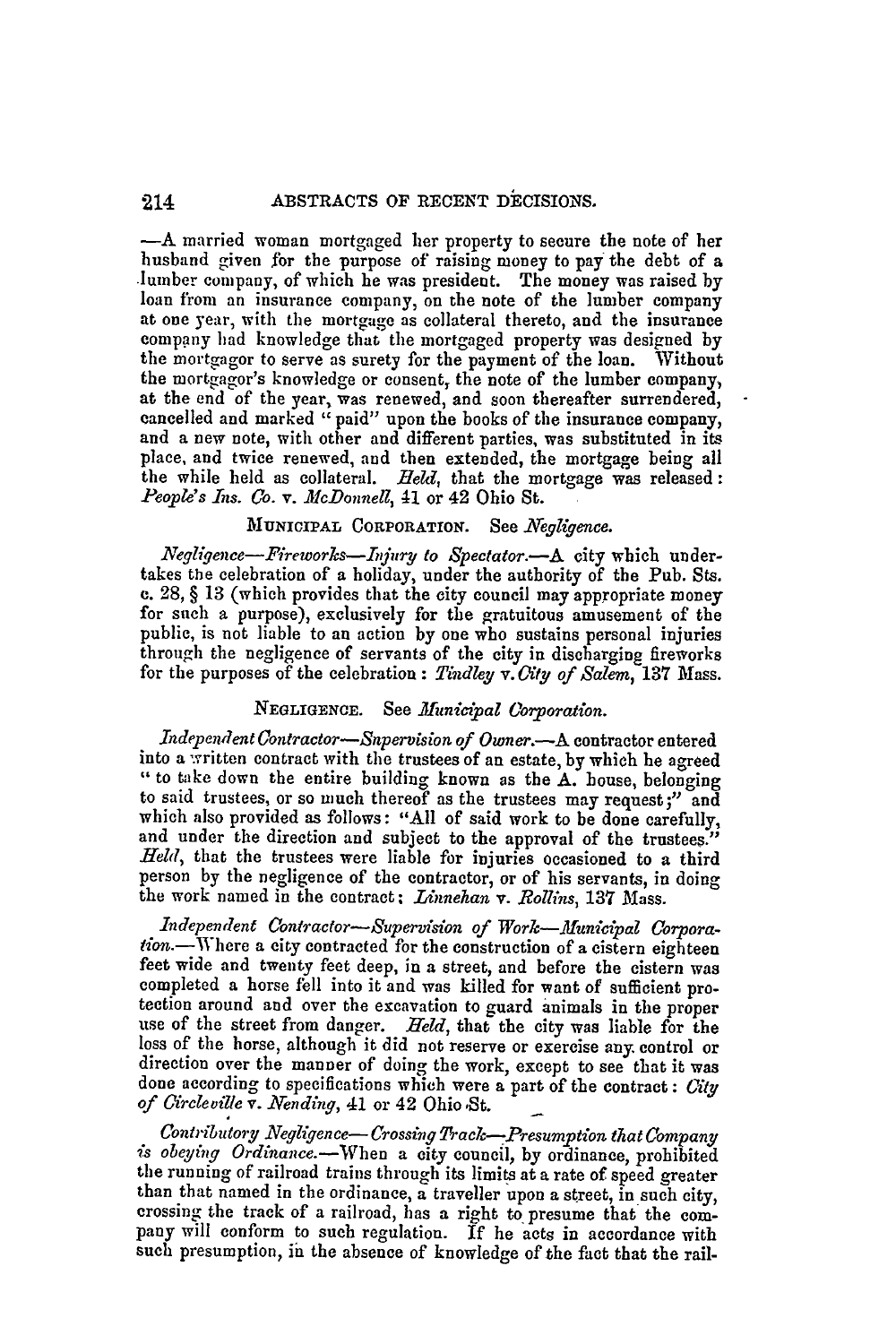—A married woman mortgaged her property to secure the note of her husband given for the purpose of raising money to pay the debt of a lumber company, of which he was president. The money was raised by loan from an insurance company, on the note of the lumber company at one year, with the mortgage as collateral thereto, and the insurance company had knowledge that the mortgaged property was designed by the mortgagor to serve as surety for the payment of the loan. Without the mortgagor's knowledge or consent, the note of the lumber company, at the end of the year, was renewed, and soon thereafter surrendered, cancelled and marked "paid" upon the books of the insurance company, and a new note, with other and different parties, was substituted in its place, and twice renewed, and then extended, the mortgage being all the while held as collateral. *Held*, that the mortgage was released: *People's Ins. Co.* v. *McDonnell*, 41 or 42 Ohio St.

MUNICIPAL CORPORATION. See *Negligence*.

*Negligence—Fireworks—Injury to Spectator.*—A city which undertakes the celebration of a holiday, under the authority of the Pub. Sts. c. 28, § 13 (which provides that the city council may appropriate money for such a purpose), exclusively for the gratuitous amusement of the public, is not liable to an action by one who sustains personal injuries through the negligence of servants of the city in discharging fireworks for the purposes of the celebration: *Tindley* v. *City of Salem*, 137 Mass.

NEGLIGENCE. See *Municipal Corporation*.

*Independent Contractor—Supervision of Owner.*—A contractor entered into a written contract with the trustees of an estate, by which he agreed "to take down the entire building known as the A. house, belonging to said trustees, or so much thereof as the trustees may request;" and which also provided as follows: "All of said work to be done carefully, and under the direction and subject to the approval of the trustees." *Held*, that the trustees were liable for injuries occasioned to a third person by the negligence of the contractor, or of his servants, in doing the work named in the contract; *Linnehan* v. *Rollins*, 137 Mass.

*Independent Contractor—Supervision of Work—Municipal Corporation.*—Where a city contracted for the construction of a cistern eighteen feet wide and twenty feet deep, in a street, and before the cistern was completed a horse fell into it and was killed for want of sufficient protection around and over the excavation to guard animals in the proper use of the street from danger. *Held*, that the city was liable for the loss of the horse, although it did not reserve or exercise any control or direction over the manner of doing the work, except to see that it was done according to specifications which were a part of the contract: *City of Circleville* v. *Neuding*, 41 or 42 Ohio St.

*Contributory Negligence—Crossing Track—Presumption that Company is obeying Ordinance.*—When a city council, by ordinance, prohibited the running of railroad trains through its limits at a rate of speed greater than that named in the ordinance, a traveller upon a street, in such city, crossing the track of a railroad, has a right to presume that the company will conform to such regulation. If he acts in accordance with such presumption, in the absence of knowledge of the fact that the rail-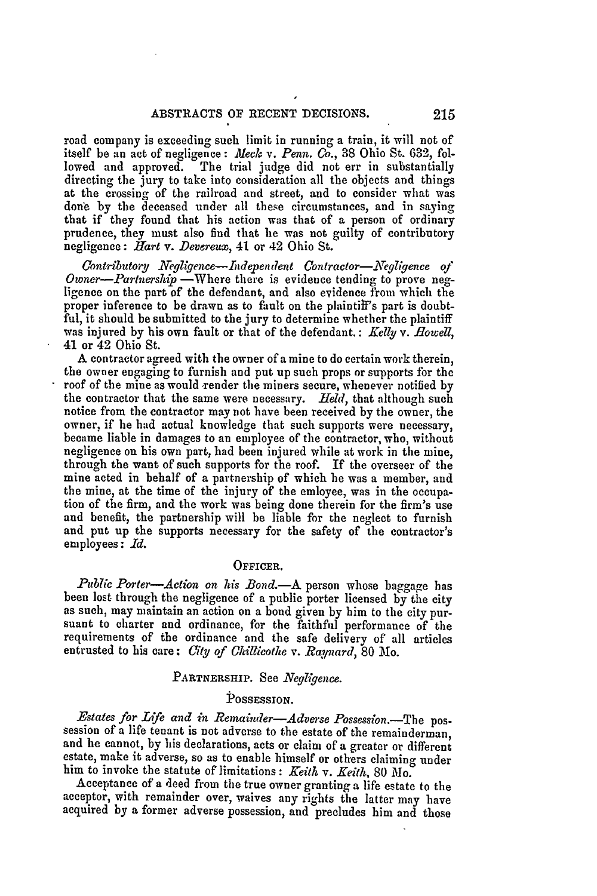road company is exceeding such limit in running a train, it will not of itself be an act of negligence: *Meck* v. *Penn. Co.*, 38 Ohio St. 632, followed and approved. The trial judge did not err in substantially directing the jury to take into consideration all the objects and things at the crossing of the railroad and street, and to consider what was done by the deceased under all these circumstances, and in saying that if they found that his action was that of a person of ordinary prudence, they must also find that he was not guilty of contributory negligence: *Hart* v. *Devereux*, 41 or 42 Ohio St.

*Contributory Negligence—Independent Contractor—Negligence of Owner—Partnership*.—Where there is evidence tending to prove negligence on the part of the defendant, and also evidence from which the proper inference to be drawn as to fault on the plaintiff's part is doubtful, it should be submitted to the jury to determine whether the plaintiff was injured by his own fault or that of the defendant.: *Kelly* v. *Howell*, 41 or 42 Ohio St.

A contractor agreed with the owner of a mine to do certain work therein, the owner engaging to furnish and put up such props or supports for the roof of the mine as would render the miners secure, whenever notified by the contractor that the same were necessary. *Held*, that although such notice from the contractor may not have been received by the owner, the owner, if he had actual knowledge that such supports were necessary, became liable in damages to an employee of the contractor, who, without negligence on his own part, had been injured while at work in the mine, through the want of such supports for the roof. If the overseer of the mine acted in behalf of a partnership of which he was a member, and the mine, at the time of the injury of the emloyee, was in the occupation of the firm, and the work was being done therein for the firm's use and benefit, the partnership will be liable for the neglect to furnish and put up the supports necessary for the safety of the contractor's employees: *Id.*

## OFFICER.

*Public Porter—Action on his Bond.*—A person whose baggage has been lost through the negligence of a public porter licensed by the city as such, may maintain an action on a bond given by him to the city pursuant to charter and ordinance, for the faithful performance of the requirements of the ordinance and the safe delivery of all articles entrusted to his care: *City of Chillicothe* v. *Raynard*, 80 Mo.

## PARTNERSHIP. See *Negligence*.

## POSSESSION.

*Estates for Life and in Remainder—Adverse Possession.*—The possession of a life tenant is not adverse to the estate of the remainderman, and he cannot, by his declarations, acts or claim of a greater or different estate, make it adverse, so as to enable himself or others claiming under him to invoke the statute of limitations: *Keith* v. *Keith*, 80 Mo.

Acceptance of a deed from the true owner granting a life estate to the acceptor, with remainder over, waives any rights the latter may have acquired by a former adverse possession, and precludes him and those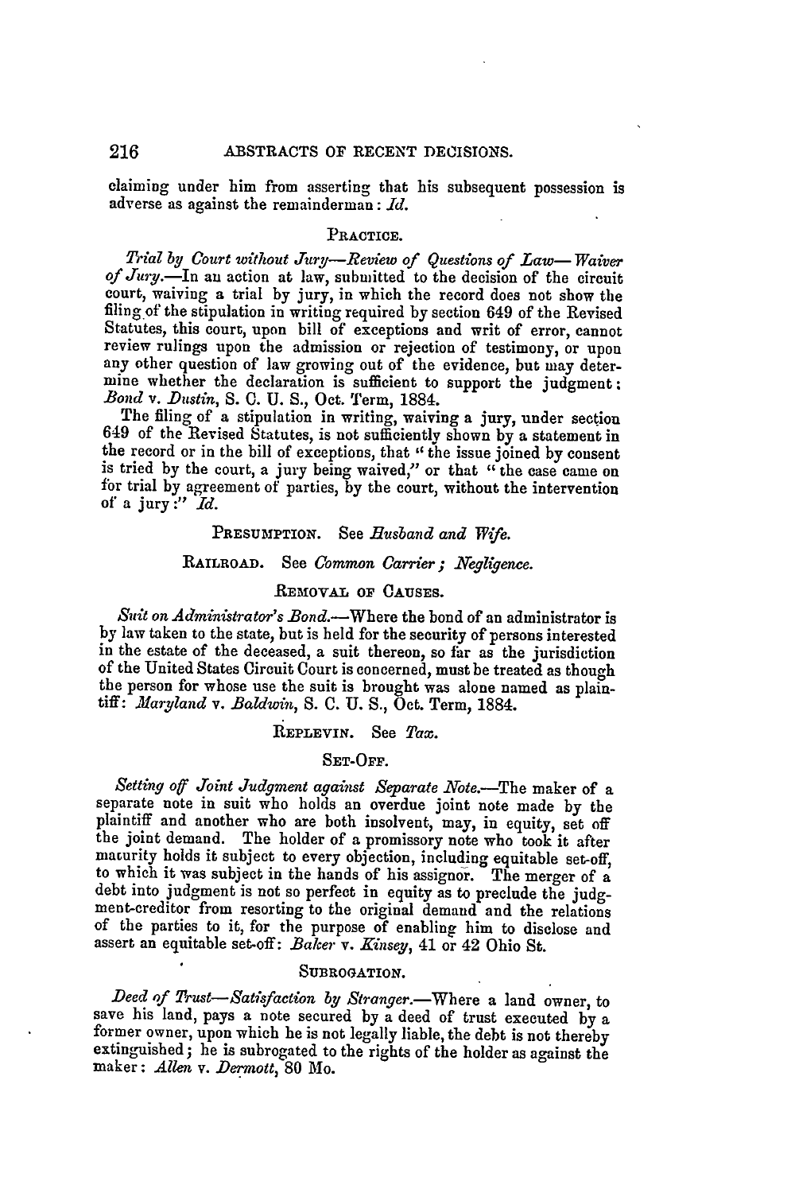claiming under him from asserting that his subsequent possession is adverse as against the remainderman: *Id.*

### PRACTICE.

*Trial by Court without Jury—Review of Questions of Law—Waiver of Jury.*—In an action at law, submitted to the decision of the circuit court, waiving a trial by jury, in which the record does not show the filing of the stipulation in writing required by section 649 of the Revised Statutes, this court, upon bill of exceptions and writ of error, cannot review rulings upon the admission or rejection of testimony, or upon any other question of law growing out of the evidence, but may determine whether the declaration is sufficient to support the judgment: *Bond* v. *Dustin*, S. C. U. S., Oct. Term, 1884.

The filing of a stipulation in writing, waiving a jury, under section 649 of the Revised Statutes, is not sufficiently shown by a statement in the record or in the bill of exceptions, that "the issue joined by consent is tried by the court, a jury being waived," or that "the case came on for trial by agreement of parties, by the court, without the intervention of a jury:" *Id.*

PRESUMPTION. See *Husband and Wife.*

RAILROAD. See *Common Carrier; Negligence.*

### REMOVAL OF CAUSES.

*Suit on Administrator's Bond.*—Where the bond of an administrator is by law taken to the state, but is held for the security of persons interested in the estate of the deceased, a suit thereon, so far as the jurisdiction of the United States Circuit Court is concerned, must be treated as though the person for whose use the suit is brought was alone named as plaintiff: *Maryland* v. *Baldwin*, S. C. U. S., Oct. Term, 1884.

REPLEVIN. See *Tax.*

### SET-OFF.

*Setting off Joint Judgment against Separate Note.*—The maker of a separate note in suit who holds an overdue joint note made by the plaintiff and another who are both insolvent, may, in equity, set off the joint demand. The holder of a promissory note who took it after maturity holds it subject to every objection, including equitable set-off, to which it was subject in the hands of his assignor. The merger of a debt into judgment is not so perfect in equity as to preclude the judgment-creditor from resorting to the original demand and the relations of the parties to it, for the purpose of enabling him to disclose and assert an equitable set-off: *Baker* v. *Kinsey*, 41 or 42 Ohio St.

### SUBROGATION.

*Deed of Trust—Satisfaction by Stranger.*—Where a land owner, to save his land, pays a note secured by a deed of trust executed by a former owner, upon which he is not legally liable, the debt is not thereby extinguished; he is subrogated to the rights of the holder as against the maker: *Allen* v. *Dermott*, 80 Mo.